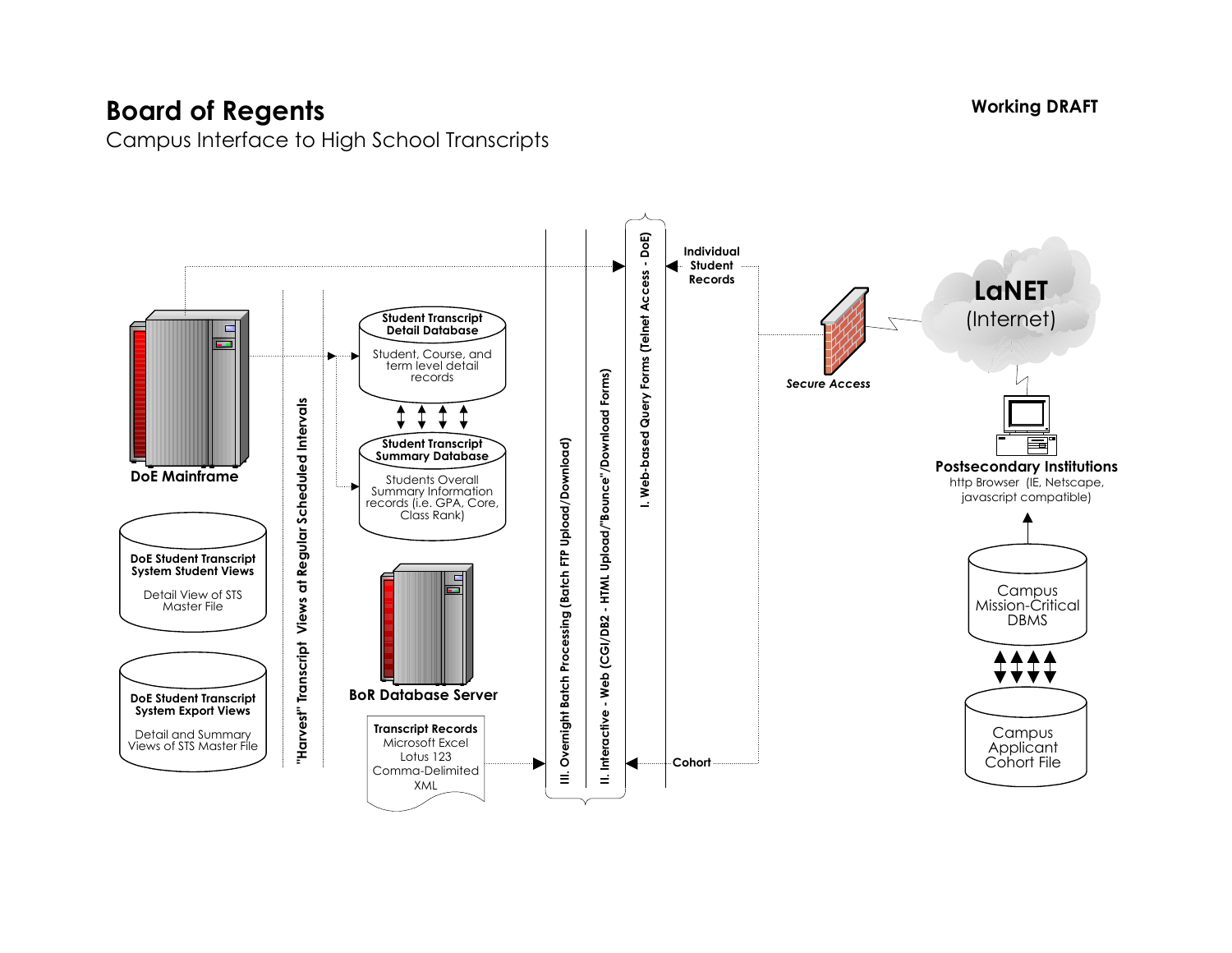# Board of Regents

Campus Interface to High School Transcripts

**Working DRAFT**

**DoE Mainframe**

**DoE Student Transcript System Student Views**
Detail View of STS Master File

**DoE Student Transcript System Export Views**
Detail and Summary Views of STS Master File

**"Harvest" Transcript Views at Regular Scheduled Intervals**

**Student Transcript Detail Database**
Student, Course, and term level detail records

**Student Transcript Summary Database**
Students Overall Summary Information records (i.e. GPA, Core, Class Rank)

**BoR Database Server**

**Transcript Records**
Microsoft Excel
Lotus 123
Comma-Delimited
XML

**III. Overnight Batch Processing (Batch FTP Upload/Download)**

**II. Interactive - Web (CGI/DB2 - HTML Upload/"Bounce"/Download Forms)**

**I. Web-based Query Forms (Telnet Access - DoE)**

**Individual Student Records**

**Cohort**

***Secure Access***

**LaNET**
(Internet)

**Postsecondary Institutions**
http Browser (IE, Netscape, javascript compatible)

Campus Mission-Critical DBMS

Campus Applicant Cohort File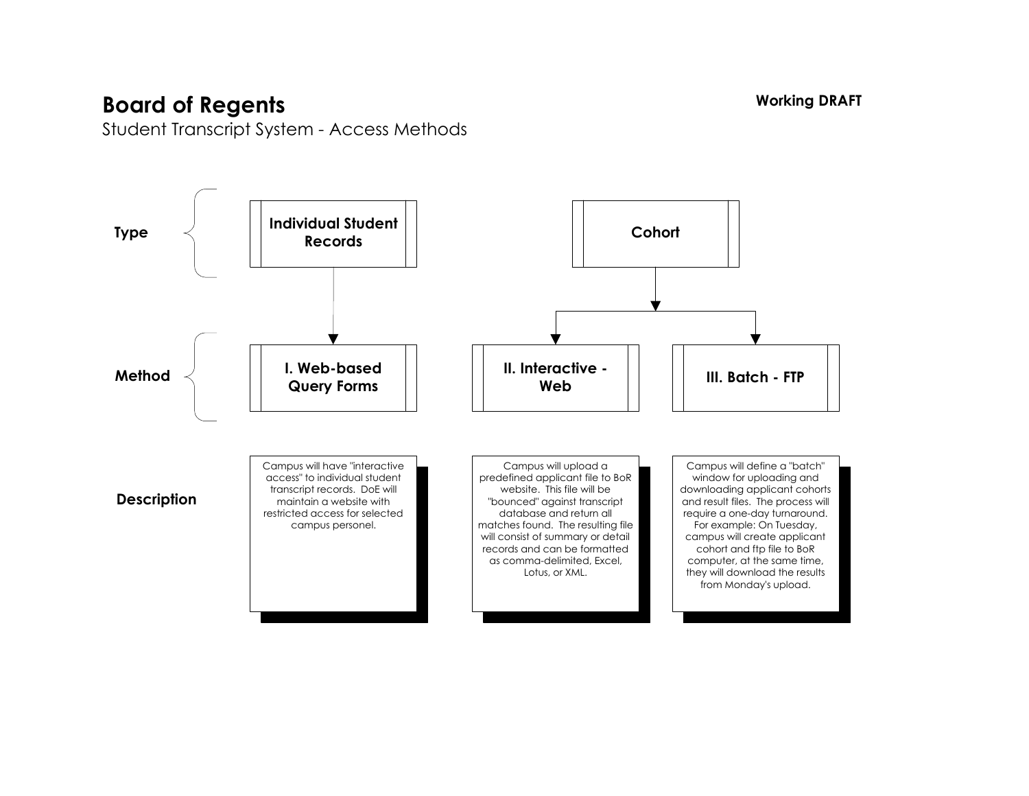# Board of Regents

Student Transcript System - Access Methods

**Working DRAFT**

| | Individual Student Records | Cohort | |
|---|---|---|---|
| **Type** | Individual Student Records | Cohort | |
| **Method** | I. Web-based Query Forms | II. Interactive - Web | III. Batch - FTP |
| **Description** | Campus will have "interactive access" to individual student transcript records. DoE will maintain a website with restricted access for selected campus personel. | Campus will upload a predefined applicant file to BoR website. This file will be "bounced" against transcript database and return all matches found. The resulting file will consist of summary or detail records and can be formatted as comma-delimited, Excel, Lotus, or XML. | Campus will define a "batch" window for uploading and downloading applicant cohorts and result files. The process will require a one-day turnaround. For example: On Tuesday, campus will create applicant cohort and ftp file to BoR computer, at the same time, they will download the results from Monday's upload. |